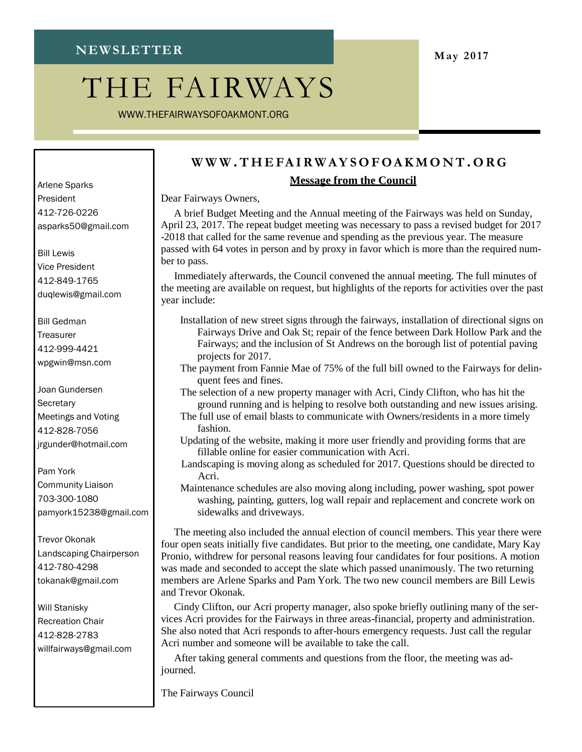NEWSLETTER

May 2017

# THE FAIRWAYS

WWW.THEFAIRWAYSOFOAKMONT.ORG

Arlene Sparks
President
412-726-0226
asparks50@gmail.com

Bill Lewis
Vice President
412-849-1765
duqlewis@gmail.com

Bill Gedman
Treasurer
412-999-4421
wpgwin@msn.com

Joan Gundersen
Secretary
Meetings and Voting
412-828-7056
jrgunder@hotmail.com

Pam York
Community Liaison
703-300-1080
pamyork15238@gmail.com

Trevor Okonak
Landscaping Chairperson
412-780-4298
tokanak@gmail.com

Will Stanisky
Recreation Chair
412-828-2783
willfairways@gmail.com

## WWW.THEFAIRWAYSOFOAKMONT.ORG

### Message from the Council

Dear Fairways Owners,

A brief Budget Meeting and the Annual meeting of the Fairways was held on Sunday, April 23, 2017. The repeat budget meeting was necessary to pass a revised budget for 2017-2018 that called for the same revenue and spending as the previous year. The measure passed with 64 votes in person and by proxy in favor which is more than the required number to pass.

Immediately afterwards, the Council convened the annual meeting. The full minutes of the meeting are available on request, but highlights of the reports for activities over the past year include:

- Installation of new street signs through the fairways, installation of directional signs on Fairways Drive and Oak St; repair of the fence between Dark Hollow Park and the Fairways; and the inclusion of St Andrews on the borough list of potential paving projects for 2017.
- The payment from Fannie Mae of 75% of the full bill owned to the Fairways for delinquent fees and fines.
- The selection of a new property manager with Acri, Cindy Clifton, who has hit the ground running and is helping to resolve both outstanding and new issues arising.
- The full use of email blasts to communicate with Owners/residents in a more timely fashion.
- Updating of the website, making it more user friendly and providing forms that are fillable online for easier communication with Acri.
- Landscaping is moving along as scheduled for 2017. Questions should be directed to Acri.
- Maintenance schedules are also moving along including, power washing, spot power washing, painting, gutters, log wall repair and replacement and concrete work on sidewalks and driveways.

The meeting also included the annual election of council members. This year there were four open seats initially five candidates. But prior to the meeting, one candidate, Mary Kay Pronio, withdrew for personal reasons leaving four candidates for four positions. A motion was made and seconded to accept the slate which passed unanimously. The two returning members are Arlene Sparks and Pam York. The two new council members are Bill Lewis and Trevor Okonak.

Cindy Clifton, our Acri property manager, also spoke briefly outlining many of the services Acri provides for the Fairways in three areas-financial, property and administration. She also noted that Acri responds to after-hours emergency requests. Just call the regular Acri number and someone will be available to take the call.

After taking general comments and questions from the floor, the meeting was adjourned.

The Fairways Council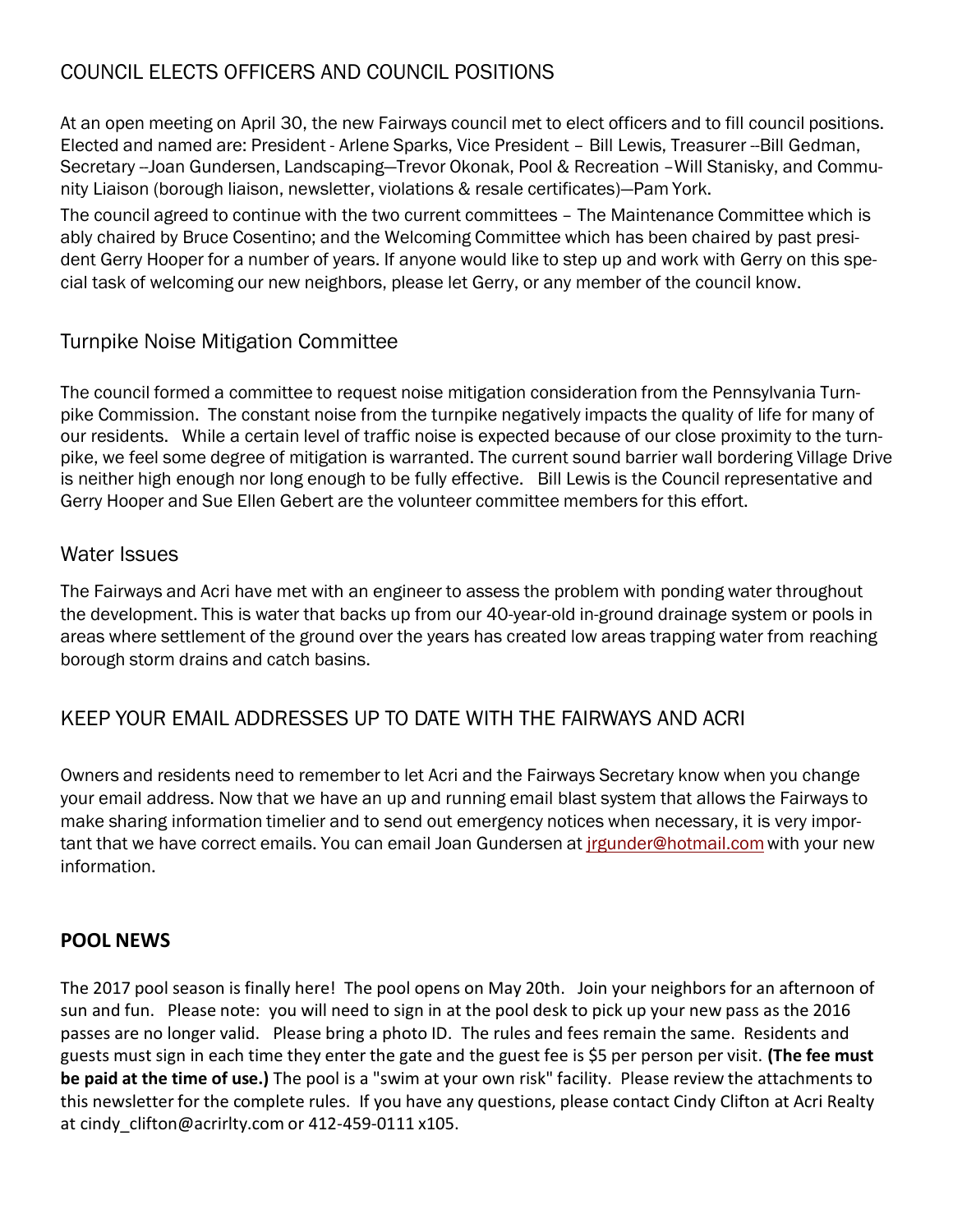## COUNCIL ELECTS OFFICERS AND COUNCIL POSITIONS

At an open meeting on April 30, the new Fairways council met to elect officers and to fill council positions. Elected and named are: President - Arlene Sparks, Vice President – Bill Lewis, Treasurer --Bill Gedman, Secretary --Joan Gundersen, Landscaping—Trevor Okonak, Pool & Recreation –Will Stanisky, and Community Liaison (borough liaison, newsletter, violations & resale certificates)—Pam York.

The council agreed to continue with the two current committees – The Maintenance Committee which is ably chaired by Bruce Cosentino; and the Welcoming Committee which has been chaired by past president Gerry Hooper for a number of years. If anyone would like to step up and work with Gerry on this special task of welcoming our new neighbors, please let Gerry, or any member of the council know.

## Turnpike Noise Mitigation Committee

The council formed a committee to request noise mitigation consideration from the Pennsylvania Turnpike Commission. The constant noise from the turnpike negatively impacts the quality of life for many of our residents. While a certain level of traffic noise is expected because of our close proximity to the turnpike, we feel some degree of mitigation is warranted. The current sound barrier wall bordering Village Drive is neither high enough nor long enough to be fully effective. Bill Lewis is the Council representative and Gerry Hooper and Sue Ellen Gebert are the volunteer committee members for this effort.

## Water Issues

The Fairways and Acri have met with an engineer to assess the problem with ponding water throughout the development. This is water that backs up from our 40-year-old in-ground drainage system or pools in areas where settlement of the ground over the years has created low areas trapping water from reaching borough storm drains and catch basins.

## KEEP YOUR EMAIL ADDRESSES UP TO DATE WITH THE FAIRWAYS AND ACRI

Owners and residents need to remember to let Acri and the Fairways Secretary know when you change your email address. Now that we have an up and running email blast system that allows the Fairways to make sharing information timelier and to send out emergency notices when necessary, it is very important that we have correct emails. You can email Joan Gundersen at jrgunder@hotmail.com with your new information.

## POOL NEWS

The 2017 pool season is finally here! The pool opens on May 20th. Join your neighbors for an afternoon of sun and fun. Please note: you will need to sign in at the pool desk to pick up your new pass as the 2016 passes are no longer valid. Please bring a photo ID. The rules and fees remain the same. Residents and guests must sign in each time they enter the gate and the guest fee is $5 per person per visit. **(The fee must be paid at the time of use.)** The pool is a "swim at your own risk" facility. Please review the attachments to this newsletter for the complete rules. If you have any questions, please contact Cindy Clifton at Acri Realty at cindy_clifton@acrirlty.com or 412-459-0111 x105.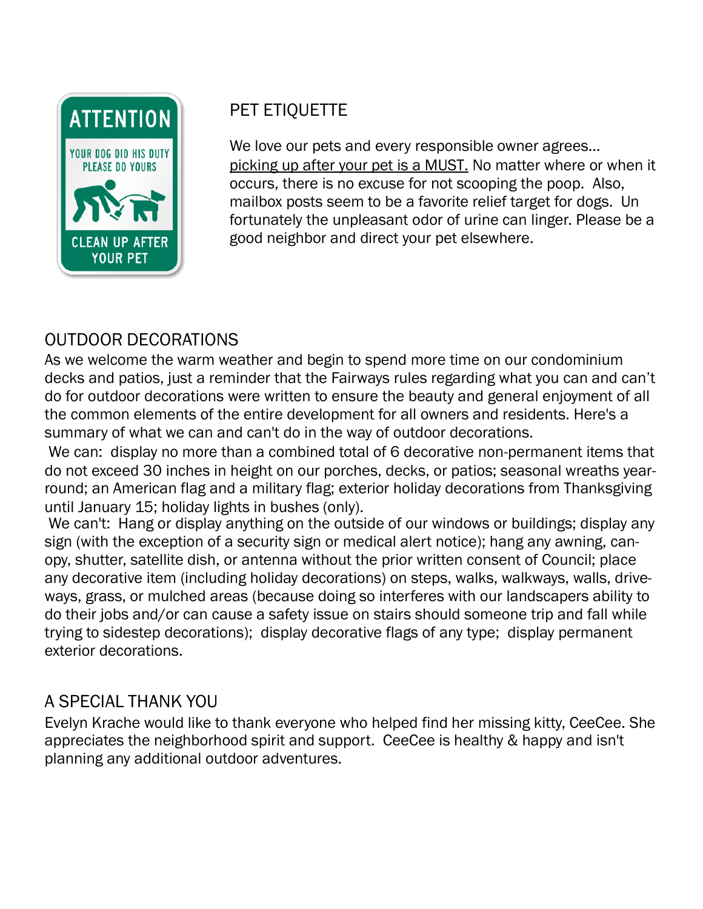## PET ETIQUETTE

We love our pets and every responsible owner agrees… picking up after your pet is a MUST. No matter where or when it occurs, there is no excuse for not scooping the poop. Also, mailbox posts seem to be a favorite relief target for dogs. Un fortunately the unpleasant odor of urine can linger. Please be a good neighbor and direct your pet elsewhere.

## OUTDOOR DECORATIONS

As we welcome the warm weather and begin to spend more time on our condominium decks and patios, just a reminder that the Fairways rules regarding what you can and can't do for outdoor decorations were written to ensure the beauty and general enjoyment of all the common elements of the entire development for all owners and residents. Here's a summary of what we can and can't do in the way of outdoor decorations.

We can: display no more than a combined total of 6 decorative non-permanent items that do not exceed 30 inches in height on our porches, decks, or patios; seasonal wreaths year-round; an American flag and a military flag; exterior holiday decorations from Thanksgiving until January 15; holiday lights in bushes (only).

We can't: Hang or display anything on the outside of our windows or buildings; display any sign (with the exception of a security sign or medical alert notice); hang any awning, canopy, shutter, satellite dish, or antenna without the prior written consent of Council; place any decorative item (including holiday decorations) on steps, walks, walkways, walls, driveways, grass, or mulched areas (because doing so interferes with our landscapers ability to do their jobs and/or can cause a safety issue on stairs should someone trip and fall while trying to sidestep decorations); display decorative flags of any type; display permanent exterior decorations.

## A SPECIAL THANK YOU

Evelyn Krache would like to thank everyone who helped find her missing kitty, CeeCee. She appreciates the neighborhood spirit and support. CeeCee is healthy & happy and isn't planning any additional outdoor adventures.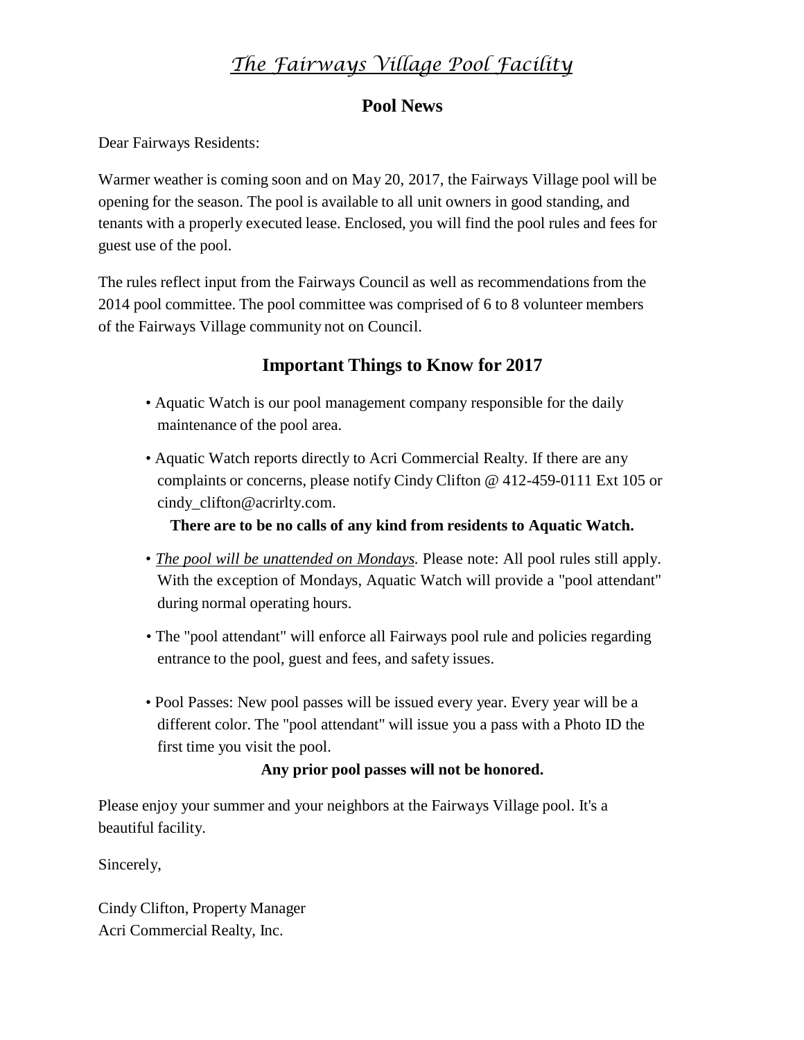# *The Fairways Village Pool Facility*

## Pool News

Dear Fairways Residents:

Warmer weather is coming soon and on May 20, 2017, the Fairways Village pool will be opening for the season. The pool is available to all unit owners in good standing, and tenants with a properly executed lease. Enclosed, you will find the pool rules and fees for guest use of the pool.

The rules reflect input from the Fairways Council as well as recommendations from the 2014 pool committee. The pool committee was comprised of 6 to 8 volunteer members of the Fairways Village community not on Council.

## Important Things to Know for 2017

- Aquatic Watch is our pool management company responsible for the daily maintenance of the pool area.
- Aquatic Watch reports directly to Acri Commercial Realty. If there are any complaints or concerns, please notify Cindy Clifton @ 412-459-0111 Ext 105 or cindy_clifton@acrirlty.com.

  **There are to be no calls of any kind from residents to Aquatic Watch.**

- *The pool will be unattended on Mondays.* Please note: All pool rules still apply. With the exception of Mondays, Aquatic Watch will provide a "pool attendant" during normal operating hours.
- The "pool attendant" will enforce all Fairways pool rule and policies regarding entrance to the pool, guest and fees, and safety issues.
- Pool Passes: New pool passes will be issued every year. Every year will be a different color. The "pool attendant" will issue you a pass with a Photo ID the first time you visit the pool.

  **Any prior pool passes will not be honored.**

Please enjoy your summer and your neighbors at the Fairways Village pool. It's a beautiful facility.

Sincerely,

Cindy Clifton, Property Manager
Acri Commercial Realty, Inc.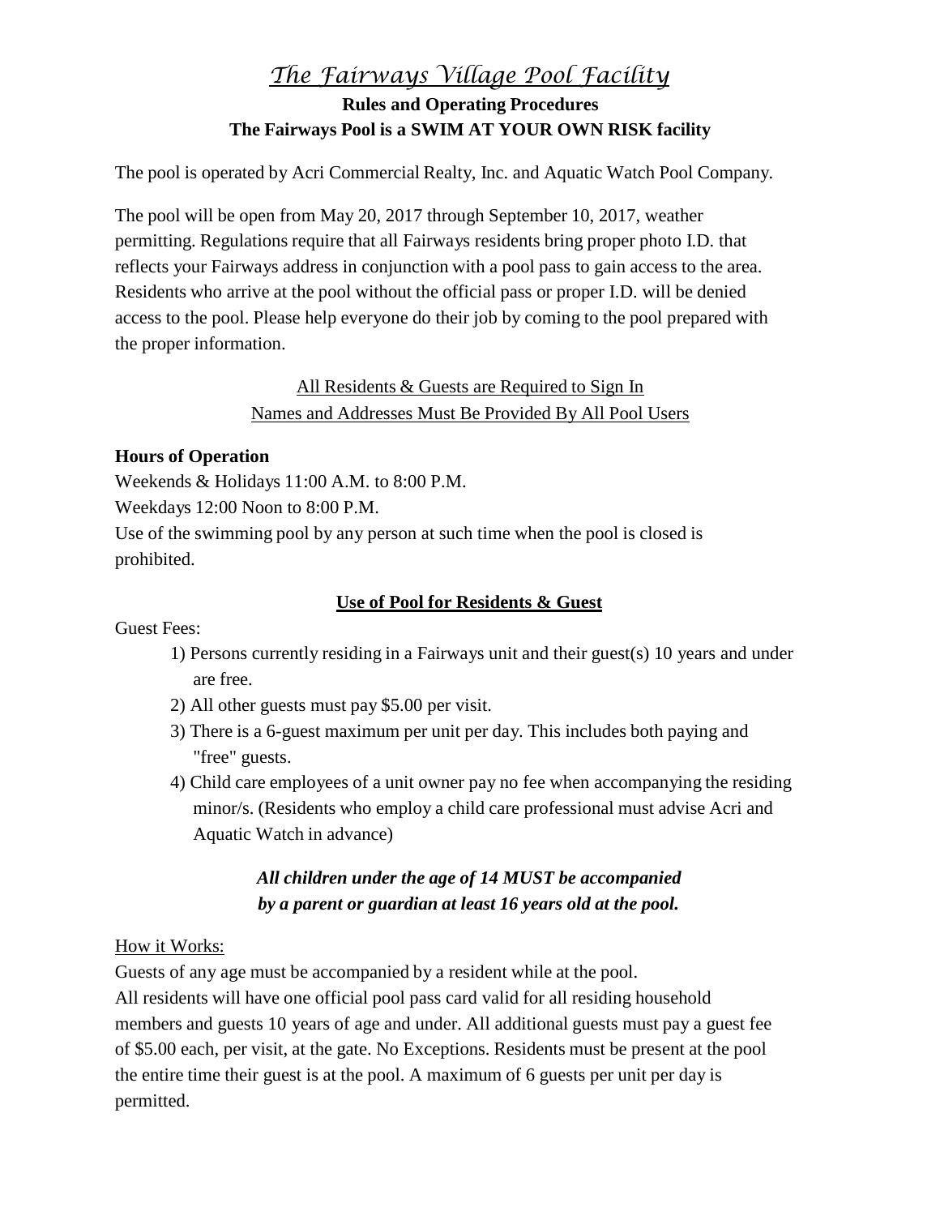# *The Fairways Village Pool Facility*

**Rules and Operating Procedures**
**The Fairways Pool is a SWIM AT YOUR OWN RISK facility**

The pool is operated by Acri Commercial Realty, Inc. and Aquatic Watch Pool Company.

The pool will be open from May 20, 2017 through September 10, 2017, weather permitting. Regulations require that all Fairways residents bring proper photo I.D. that reflects your Fairways address in conjunction with a pool pass to gain access to the area. Residents who arrive at the pool without the official pass or proper I.D. will be denied access to the pool. Please help everyone do their job by coming to the pool prepared with the proper information.

<u>All Residents & Guests are Required to Sign In</u>
<u>Names and Addresses Must Be Provided By All Pool Users</u>

**Hours of Operation**

Weekends & Holidays 11:00 A.M. to 8:00 P.M.
Weekdays 12:00 Noon to 8:00 P.M.
Use of the swimming pool by any person at such time when the pool is closed is prohibited.

**<u>Use of Pool for Residents & Guest</u>**

Guest Fees:

1) Persons currently residing in a Fairways unit and their guest(s) 10 years and under are free.
2) All other guests must pay $5.00 per visit.
3) There is a 6-guest maximum per unit per day. This includes both paying and "free" guests.
4) Child care employees of a unit owner pay no fee when accompanying the residing minor/s. (Residents who employ a child care professional must advise Acri and Aquatic Watch in advance)

***All children under the age of 14 MUST be accompanied by a parent or guardian at least 16 years old at the pool.***

<u>How it Works:</u>

Guests of any age must be accompanied by a resident while at the pool.
All residents will have one official pool pass card valid for all residing household members and guests 10 years of age and under. All additional guests must pay a guest fee of $5.00 each, per visit, at the gate. No Exceptions. Residents must be present at the pool the entire time their guest is at the pool. A maximum of 6 guests per unit per day is permitted.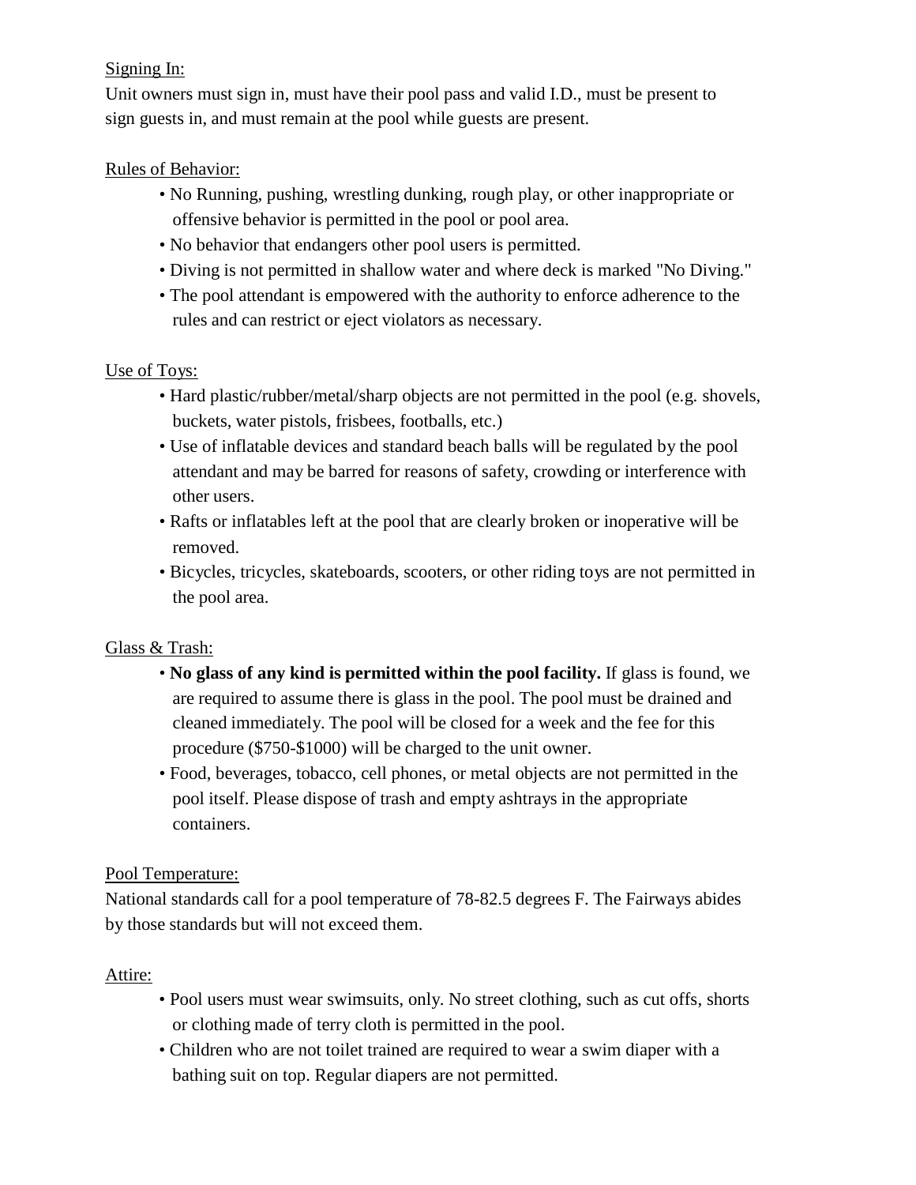Signing In:

Unit owners must sign in, must have their pool pass and valid I.D., must be present to sign guests in, and must remain at the pool while guests are present.

Rules of Behavior:

- No Running, pushing, wrestling dunking, rough play, or other inappropriate or offensive behavior is permitted in the pool or pool area.
- No behavior that endangers other pool users is permitted.
- Diving is not permitted in shallow water and where deck is marked "No Diving."
- The pool attendant is empowered with the authority to enforce adherence to the rules and can restrict or eject violators as necessary.

Use of Toys:

- Hard plastic/rubber/metal/sharp objects are not permitted in the pool (e.g. shovels, buckets, water pistols, frisbees, footballs, etc.)
- Use of inflatable devices and standard beach balls will be regulated by the pool attendant and may be barred for reasons of safety, crowding or interference with other users.
- Rafts or inflatables left at the pool that are clearly broken or inoperative will be removed.
- Bicycles, tricycles, skateboards, scooters, or other riding toys are not permitted in the pool area.

Glass & Trash:

- **No glass of any kind is permitted within the pool facility.** If glass is found, we are required to assume there is glass in the pool. The pool must be drained and cleaned immediately. The pool will be closed for a week and the fee for this procedure ($750-$1000) will be charged to the unit owner.
- Food, beverages, tobacco, cell phones, or metal objects are not permitted in the pool itself. Please dispose of trash and empty ashtrays in the appropriate containers.

Pool Temperature:

National standards call for a pool temperature of 78-82.5 degrees F. The Fairways abides by those standards but will not exceed them.

Attire:

- Pool users must wear swimsuits, only. No street clothing, such as cut offs, shorts or clothing made of terry cloth is permitted in the pool.
- Children who are not toilet trained are required to wear a swim diaper with a bathing suit on top. Regular diapers are not permitted.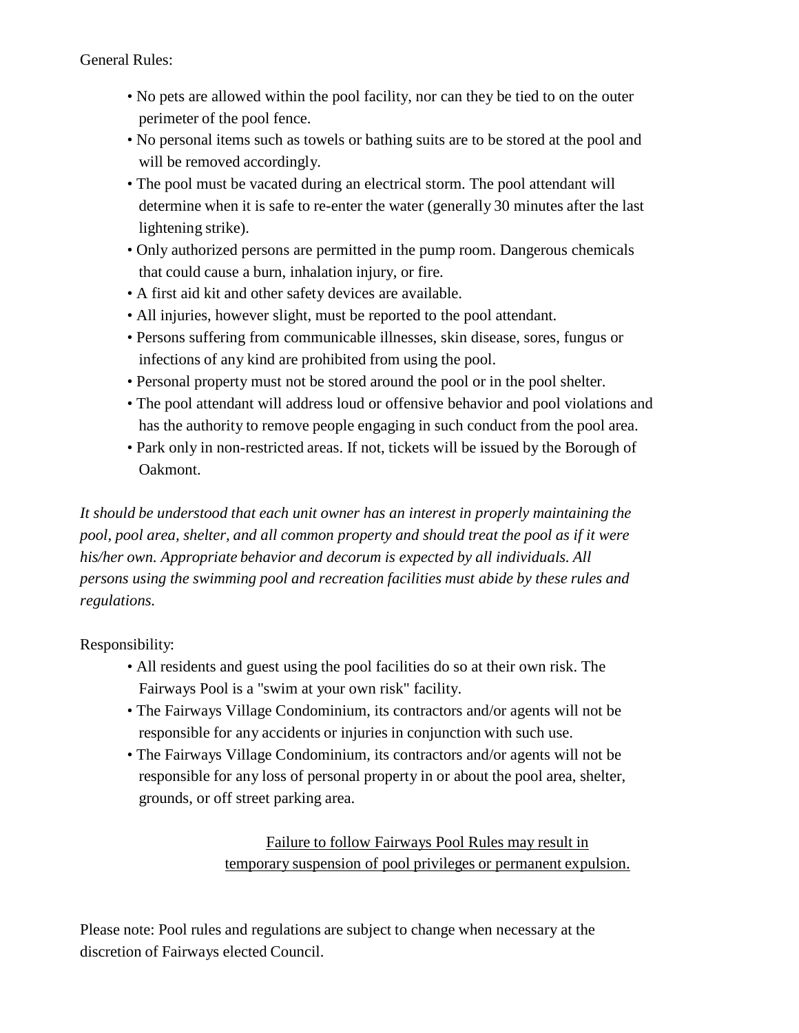General Rules:

- No pets are allowed within the pool facility, nor can they be tied to on the outer perimeter of the pool fence.
- No personal items such as towels or bathing suits are to be stored at the pool and will be removed accordingly.
- The pool must be vacated during an electrical storm. The pool attendant will determine when it is safe to re-enter the water (generally 30 minutes after the last lightening strike).
- Only authorized persons are permitted in the pump room. Dangerous chemicals that could cause a burn, inhalation injury, or fire.
- A first aid kit and other safety devices are available.
- All injuries, however slight, must be reported to the pool attendant.
- Persons suffering from communicable illnesses, skin disease, sores, fungus or infections of any kind are prohibited from using the pool.
- Personal property must not be stored around the pool or in the pool shelter.
- The pool attendant will address loud or offensive behavior and pool violations and has the authority to remove people engaging in such conduct from the pool area.
- Park only in non-restricted areas. If not, tickets will be issued by the Borough of Oakmont.

*It should be understood that each unit owner has an interest in properly maintaining the pool, pool area, shelter, and all common property and should treat the pool as if it were his/her own. Appropriate behavior and decorum is expected by all individuals. All persons using the swimming pool and recreation facilities must abide by these rules and regulations.*

Responsibility:

- All residents and guest using the pool facilities do so at their own risk. The Fairways Pool is a "swim at your own risk" facility.
- The Fairways Village Condominium, its contractors and/or agents will not be responsible for any accidents or injuries in conjunction with such use.
- The Fairways Village Condominium, its contractors and/or agents will not be responsible for any loss of personal property in or about the pool area, shelter, grounds, or off street parking area.

<u>Failure to follow Fairways Pool Rules may result in temporary suspension of pool privileges or permanent expulsion.</u>

Please note: Pool rules and regulations are subject to change when necessary at the discretion of Fairways elected Council.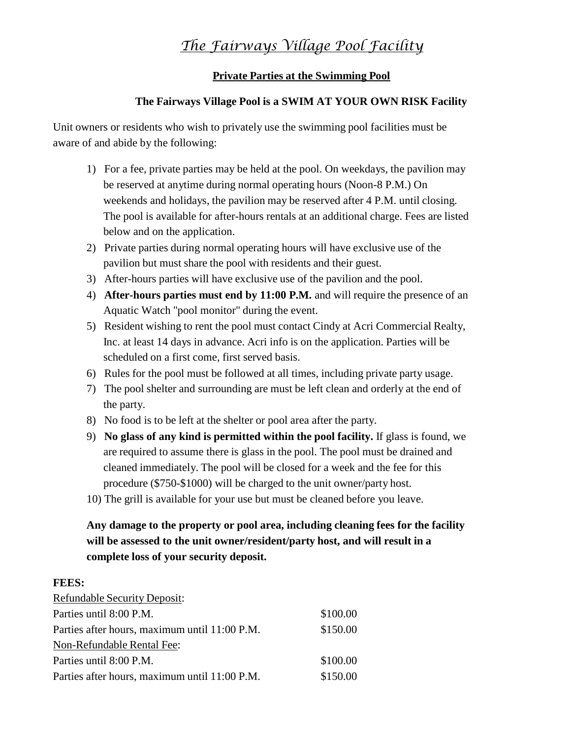# *The Fairways Village Pool Facility*

**Private Parties at the Swimming Pool**

**The Fairways Village Pool is a SWIM AT YOUR OWN RISK Facility**

Unit owners or residents who wish to privately use the swimming pool facilities must be aware of and abide by the following:

1) For a fee, private parties may be held at the pool. On weekdays, the pavilion may be reserved at anytime during normal operating hours (Noon-8 P.M.) On weekends and holidays, the pavilion may be reserved after 4 P.M. until closing. The pool is available for after-hours rentals at an additional charge. Fees are listed below and on the application.
2) Private parties during normal operating hours will have exclusive use of the pavilion but must share the pool with residents and their guest.
3) After-hours parties will have exclusive use of the pavilion and the pool.
4) **After-hours parties must end by 11:00 P.M.** and will require the presence of an Aquatic Watch "pool monitor" during the event.
5) Resident wishing to rent the pool must contact Cindy at Acri Commercial Realty, Inc. at least 14 days in advance. Acri info is on the application. Parties will be scheduled on a first come, first served basis.
6) Rules for the pool must be followed at all times, including private party usage.
7) The pool shelter and surrounding are must be left clean and orderly at the end of the party.
8) No food is to be left at the shelter or pool area after the party.
9) **No glass of any kind is permitted within the pool facility.** If glass is found, we are required to assume there is glass in the pool. The pool must be drained and cleaned immediately. The pool will be closed for a week and the fee for this procedure ($750-$1000) will be charged to the unit owner/party host.
10) The grill is available for your use but must be cleaned before you leave.

**Any damage to the property or pool area, including cleaning fees for the facility will be assessed to the unit owner/resident/party host, and will result in a complete loss of your security deposit.**

**FEES:**

| Refundable Security Deposit: | |
|---|---|
| Parties until 8:00 P.M. | $100.00 |
| Parties after hours, maximum until 11:00 P.M. | $150.00 |
| Non-Refundable Rental Fee: | |
| Parties until 8:00 P.M. | $100.00 |
| Parties after hours, maximum until 11:00 P.M. | $150.00 |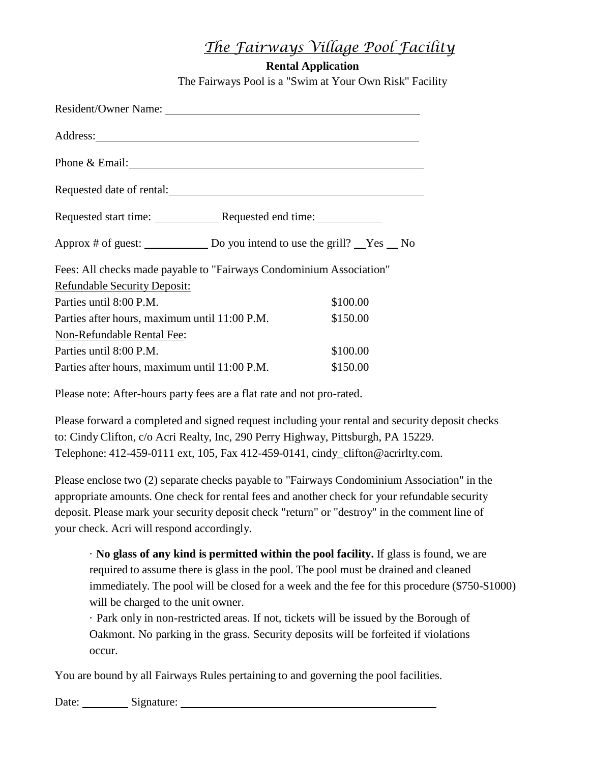# *The Fairways Village Pool Facility*

**Rental Application**

The Fairways Pool is a "Swim at Your Own Risk" Facility

Resident/Owner Name: ____________________________________________

Address: ________________________________________________________

Phone & Email: ___________________________________________________

Requested date of rental: __________________________________________

Requested start time: ___________ Requested end time: ___________

Approx # of guest: ___________ Do you intend to use the grill? __Yes __ No

Fees: All checks made payable to "Fairways Condominium Association"

| | |
|---|---|
| Refundable Security Deposit: | |
| Parties until 8:00 P.M. | $100.00 |
| Parties after hours, maximum until 11:00 P.M. | $150.00 |
| Non-Refundable Rental Fee: | |
| Parties until 8:00 P.M. | $100.00 |
| Parties after hours, maximum until 11:00 P.M. | $150.00 |

Please note: After-hours party fees are a flat rate and not pro-rated.

Please forward a completed and signed request including your rental and security deposit checks to: Cindy Clifton, c/o Acri Realty, Inc, 290 Perry Highway, Pittsburgh, PA 15229. Telephone: 412-459-0111 ext, 105, Fax 412-459-0141, cindy_clifton@acrirlty.com.

Please enclose two (2) separate checks payable to "Fairways Condominium Association" in the appropriate amounts. One check for rental fees and another check for your refundable security deposit. Please mark your security deposit check "return" or "destroy" in the comment line of your check. Acri will respond accordingly.

- **No glass of any kind is permitted within the pool facility.** If glass is found, we are required to assume there is glass in the pool. The pool must be drained and cleaned immediately. The pool will be closed for a week and the fee for this procedure ($750-$1000) will be charged to the unit owner.
- Park only in non-restricted areas. If not, tickets will be issued by the Borough of Oakmont. No parking in the grass. Security deposits will be forfeited if violations occur.

You are bound by all Fairways Rules pertaining to and governing the pool facilities.

Date: ________ Signature: ______________________________________________